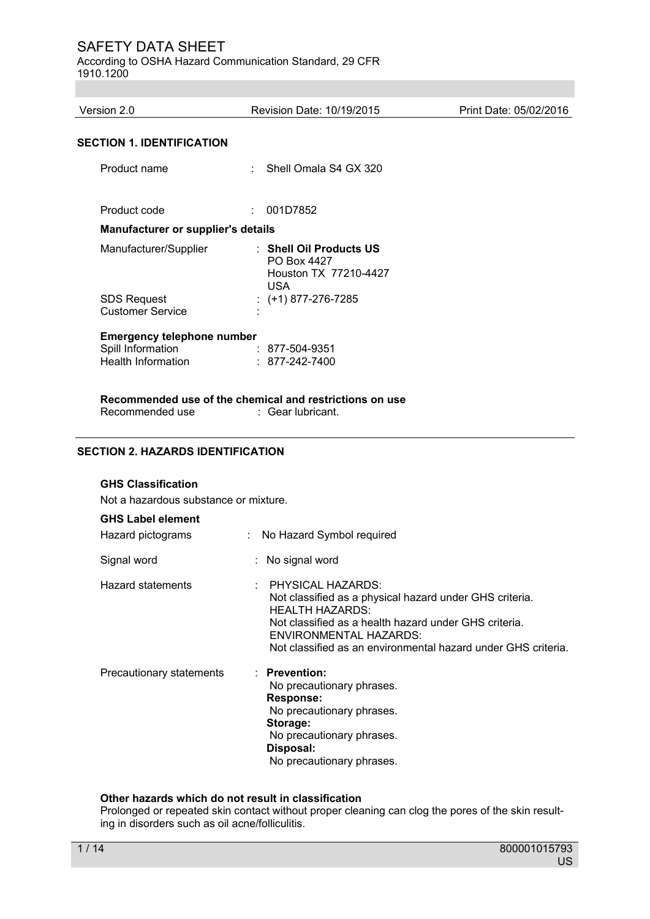# SAFETY DATA SHEET

According to OSHA Hazard Communication Standard, 29 CFR 1910.1200

| Version 2.0 | Revision Date: 10/19/2015 | Print Date: 05/02/2016 |
|---|---|---|

## SECTION 1. IDENTIFICATION

Product name : Shell Omala S4 GX 320

Product code : 001D7852

**Manufacturer or supplier's details**

Manufacturer/Supplier : **Shell Oil Products US**
PO Box 4427
Houston TX 77210-4427
USA

SDS Request : (+1) 877-276-7285
Customer Service :

**Emergency telephone number**

Spill Information : 877-504-9351
Health Information : 877-242-7400

**Recommended use of the chemical and restrictions on use**

Recommended use : Gear lubricant.

## SECTION 2. HAZARDS IDENTIFICATION

**GHS Classification**

Not a hazardous substance or mixture.

**GHS Label element**

Hazard pictograms : No Hazard Symbol required

Signal word : No signal word

Hazard statements : PHYSICAL HAZARDS:
Not classified as a physical hazard under GHS criteria.
HEALTH HAZARDS:
Not classified as a health hazard under GHS criteria.
ENVIRONMENTAL HAZARDS:
Not classified as an environmental hazard under GHS criteria.

Precautionary statements : **Prevention:**
No precautionary phrases.
**Response:**
No precautionary phrases.
**Storage:**
No precautionary phrases.
**Disposal:**
No precautionary phrases.

**Other hazards which do not result in classification**

Prolonged or repeated skin contact without proper cleaning can clog the pores of the skin resulting in disorders such as oil acne/folliculitis.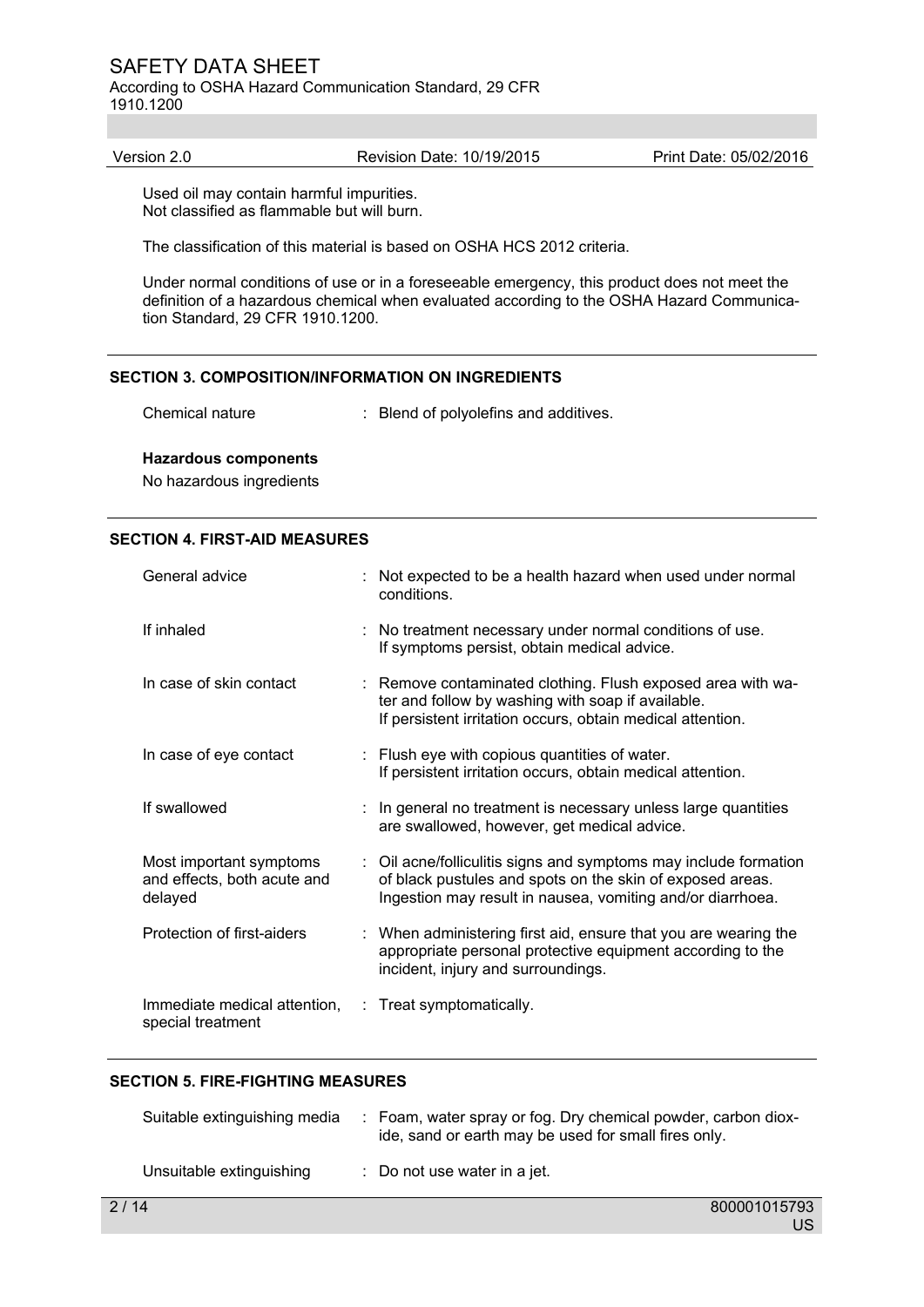Used oil may contain harmful impurities.
Not classified as flammable but will burn.

The classification of this material is based on OSHA HCS 2012 criteria.

Under normal conditions of use or in a foreseeable emergency, this product does not meet the definition of a hazardous chemical when evaluated according to the OSHA Hazard Communication Standard, 29 CFR 1910.1200.

## SECTION 3. COMPOSITION/INFORMATION ON INGREDIENTS

Chemical nature : Blend of polyolefins and additives.

**Hazardous components**

No hazardous ingredients

## SECTION 4. FIRST-AID MEASURES

General advice : Not expected to be a health hazard when used under normal conditions.

If inhaled : No treatment necessary under normal conditions of use.
If symptoms persist, obtain medical advice.

In case of skin contact : Remove contaminated clothing. Flush exposed area with water and follow by washing with soap if available.
If persistent irritation occurs, obtain medical attention.

In case of eye contact : Flush eye with copious quantities of water.
If persistent irritation occurs, obtain medical attention.

If swallowed : In general no treatment is necessary unless large quantities are swallowed, however, get medical advice.

Most important symptoms and effects, both acute and delayed : Oil acne/folliculitis signs and symptoms may include formation of black pustules and spots on the skin of exposed areas.
Ingestion may result in nausea, vomiting and/or diarrhoea.

Protection of first-aiders : When administering first aid, ensure that you are wearing the appropriate personal protective equipment according to the incident, injury and surroundings.

Immediate medical attention, special treatment : Treat symptomatically.

## SECTION 5. FIRE-FIGHTING MEASURES

Suitable extinguishing media : Foam, water spray or fog. Dry chemical powder, carbon dioxide, sand or earth may be used for small fires only.

Unsuitable extinguishing : Do not use water in a jet.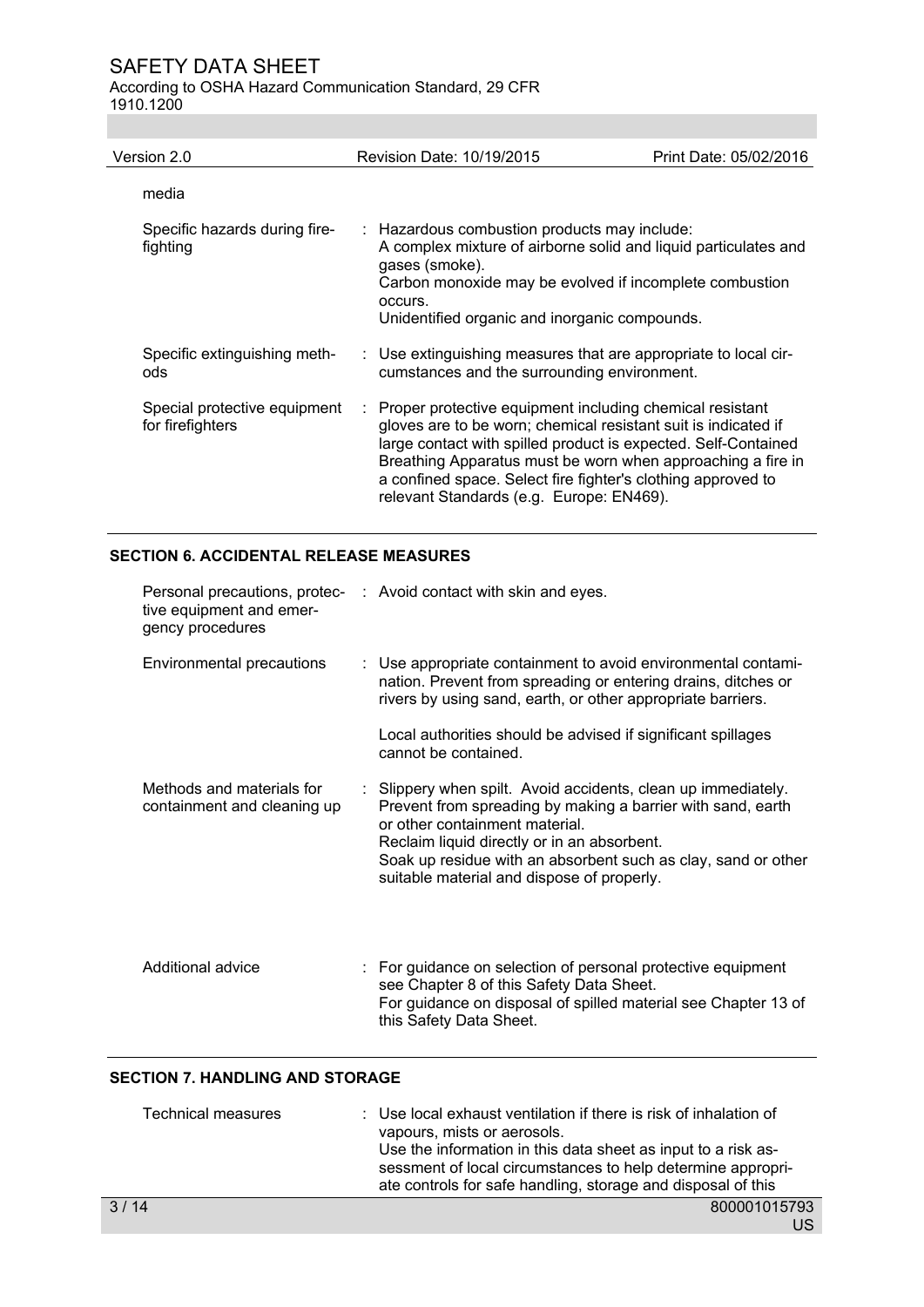media

| | |
|---|---|
| Specific hazards during fire-fighting | : Hazardous combustion products may include:<br>A complex mixture of airborne solid and liquid particulates and gases (smoke).<br>Carbon monoxide may be evolved if incomplete combustion occurs.<br>Unidentified organic and inorganic compounds. |
| Specific extinguishing methods | : Use extinguishing measures that are appropriate to local circumstances and the surrounding environment. |
| Special protective equipment for firefighters | : Proper protective equipment including chemical resistant gloves are to be worn; chemical resistant suit is indicated if large contact with spilled product is expected. Self-Contained Breathing Apparatus must be worn when approaching a fire in a confined space. Select fire fighter's clothing approved to relevant Standards (e.g. Europe: EN469). |

## SECTION 6. ACCIDENTAL RELEASE MEASURES

| | |
|---|---|
| Personal precautions, protective equipment and emergency procedures | : Avoid contact with skin and eyes. |
| Environmental precautions | : Use appropriate containment to avoid environmental contamination. Prevent from spreading or entering drains, ditches or rivers by using sand, earth, or other appropriate barriers.<br><br>Local authorities should be advised if significant spillages cannot be contained. |
| Methods and materials for containment and cleaning up | : Slippery when spilt. Avoid accidents, clean up immediately.<br>Prevent from spreading by making a barrier with sand, earth or other containment material.<br>Reclaim liquid directly or in an absorbent.<br>Soak up residue with an absorbent such as clay, sand or other suitable material and dispose of properly. |
| Additional advice | : For guidance on selection of personal protective equipment see Chapter 8 of this Safety Data Sheet.<br>For guidance on disposal of spilled material see Chapter 13 of this Safety Data Sheet. |

## SECTION 7. HANDLING AND STORAGE

| | |
|---|---|
| Technical measures | : Use local exhaust ventilation if there is risk of inhalation of vapours, mists or aerosols.<br>Use the information in this data sheet as input to a risk assessment of local circumstances to help determine appropriate controls for safe handling, storage and disposal of this |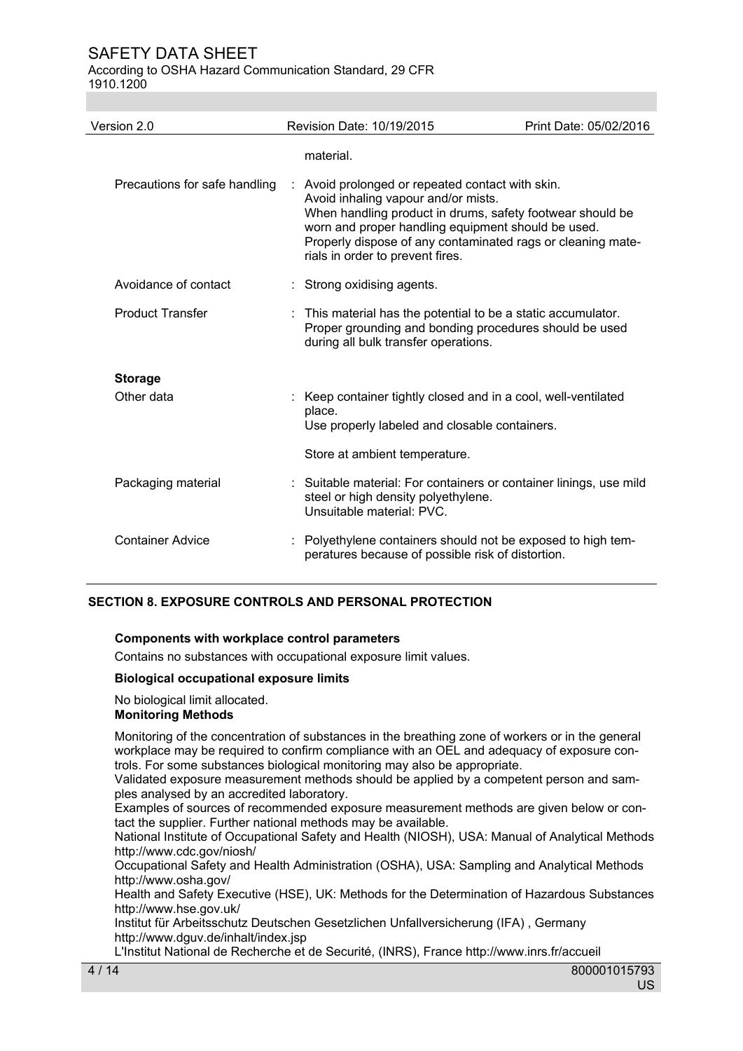material.

| | |
|---|---|
| Precautions for safe handling | : Avoid prolonged or repeated contact with skin. Avoid inhaling vapour and/or mists. When handling product in drums, safety footwear should be worn and proper handling equipment should be used. Properly dispose of any contaminated rags or cleaning materials in order to prevent fires. |
| Avoidance of contact | : Strong oxidising agents. |
| Product Transfer | : This material has the potential to be a static accumulator. Proper grounding and bonding procedures should be used during all bulk transfer operations. |

**Storage**

| | |
|---|---|
| Other data | : Keep container tightly closed and in a cool, well-ventilated place. Use properly labeled and closable containers. Store at ambient temperature. |
| Packaging material | : Suitable material: For containers or container linings, use mild steel or high density polyethylene. Unsuitable material: PVC. |
| Container Advice | : Polyethylene containers should not be exposed to high temperatures because of possible risk of distortion. |

## SECTION 8. EXPOSURE CONTROLS AND PERSONAL PROTECTION

**Components with workplace control parameters**

Contains no substances with occupational exposure limit values.

**Biological occupational exposure limits**

No biological limit allocated.

**Monitoring Methods**

Monitoring of the concentration of substances in the breathing zone of workers or in the general workplace may be required to confirm compliance with an OEL and adequacy of exposure controls. For some substances biological monitoring may also be appropriate.
Validated exposure measurement methods should be applied by a competent person and samples analysed by an accredited laboratory.
Examples of sources of recommended exposure measurement methods are given below or contact the supplier. Further national methods may be available.
National Institute of Occupational Safety and Health (NIOSH), USA: Manual of Analytical Methods http://www.cdc.gov/niosh/
Occupational Safety and Health Administration (OSHA), USA: Sampling and Analytical Methods http://www.osha.gov/
Health and Safety Executive (HSE), UK: Methods for the Determination of Hazardous Substances http://www.hse.gov.uk/
Institut für Arbeitsschutz Deutschen Gesetzlichen Unfallversicherung (IFA) , Germany http://www.dguv.de/inhalt/index.jsp
L'Institut National de Recherche et de Securité, (INRS), France http://www.inrs.fr/accueil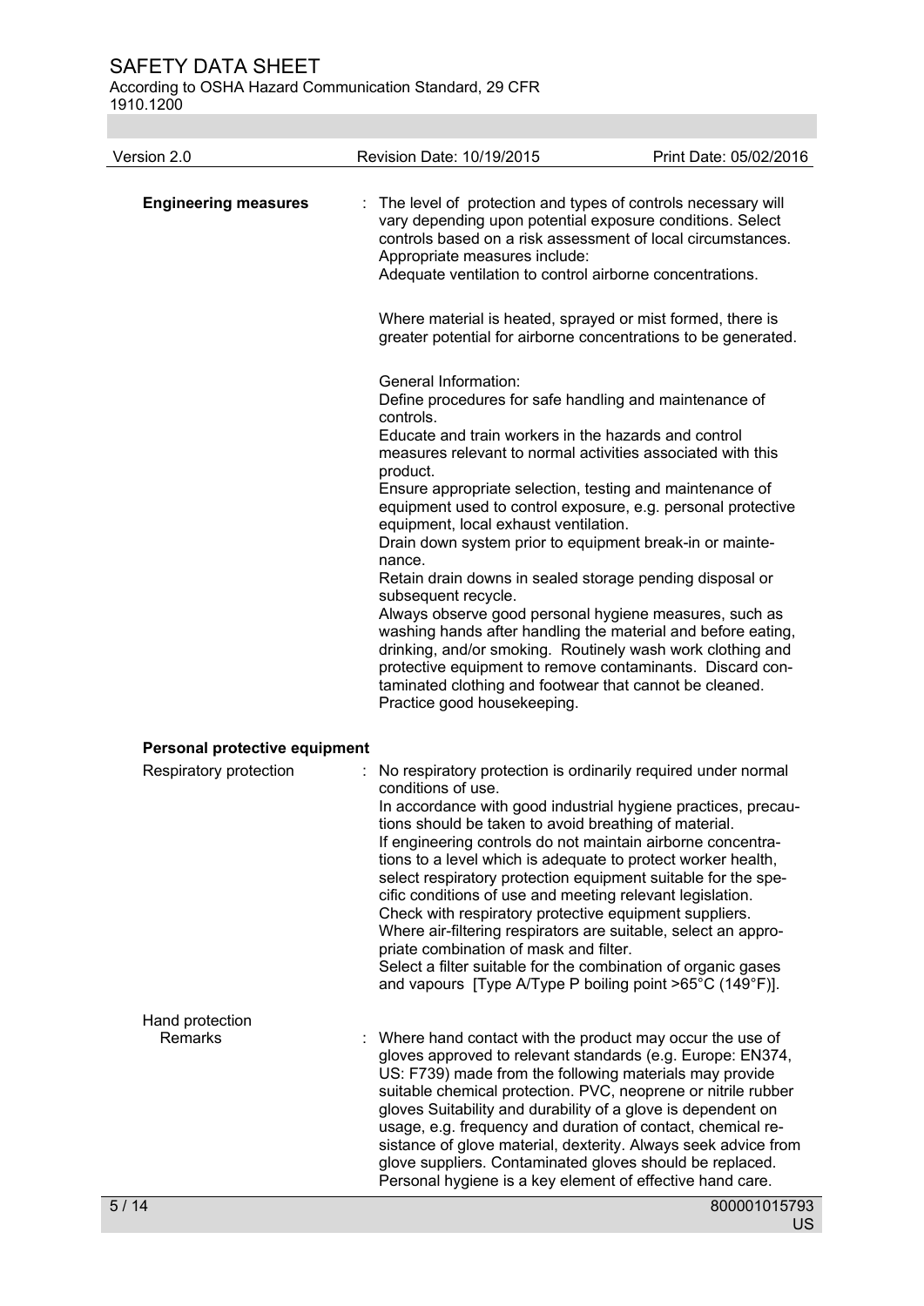**Engineering measures** : The level of protection and types of controls necessary will vary depending upon potential exposure conditions. Select controls based on a risk assessment of local circumstances. Appropriate measures include:
Adequate ventilation to control airborne concentrations.

Where material is heated, sprayed or mist formed, there is greater potential for airborne concentrations to be generated.

General Information:
Define procedures for safe handling and maintenance of controls.
Educate and train workers in the hazards and control measures relevant to normal activities associated with this product.
Ensure appropriate selection, testing and maintenance of equipment used to control exposure, e.g. personal protective equipment, local exhaust ventilation.
Drain down system prior to equipment break-in or maintenance.
Retain drain downs in sealed storage pending disposal or subsequent recycle.
Always observe good personal hygiene measures, such as washing hands after handling the material and before eating, drinking, and/or smoking. Routinely wash work clothing and protective equipment to remove contaminants. Discard contaminated clothing and footwear that cannot be cleaned.
Practice good housekeeping.

**Personal protective equipment**

Respiratory protection : No respiratory protection is ordinarily required under normal conditions of use.
In accordance with good industrial hygiene practices, precautions should be taken to avoid breathing of material.
If engineering controls do not maintain airborne concentrations to a level which is adequate to protect worker health, select respiratory protection equipment suitable for the specific conditions of use and meeting relevant legislation.
Check with respiratory protective equipment suppliers.
Where air-filtering respirators are suitable, select an appropriate combination of mask and filter.
Select a filter suitable for the combination of organic gases and vapours [Type A/Type P boiling point >65°C (149°F)].

Hand protection

Remarks : Where hand contact with the product may occur the use of gloves approved to relevant standards (e.g. Europe: EN374, US: F739) made from the following materials may provide suitable chemical protection. PVC, neoprene or nitrile rubber gloves Suitability and durability of a glove is dependent on usage, e.g. frequency and duration of contact, chemical resistance of glove material, dexterity. Always seek advice from glove suppliers. Contaminated gloves should be replaced. Personal hygiene is a key element of effective hand care.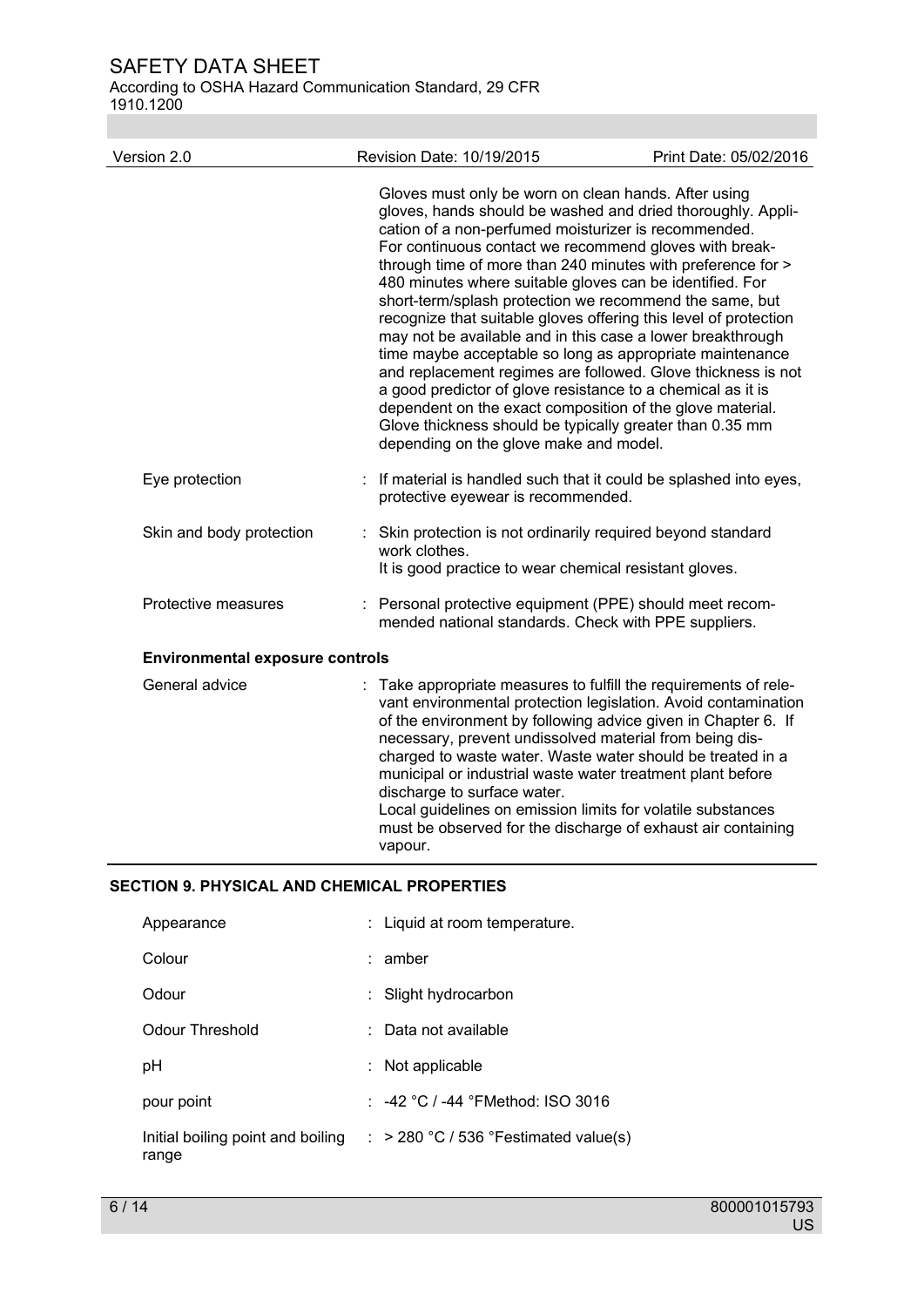Gloves must only be worn on clean hands. After using gloves, hands should be washed and dried thoroughly. Application of a non-perfumed moisturizer is recommended. For continuous contact we recommend gloves with breakthrough time of more than 240 minutes with preference for > 480 minutes where suitable gloves can be identified. For short-term/splash protection we recommend the same, but recognize that suitable gloves offering this level of protection may not be available and in this case a lower breakthrough time maybe acceptable so long as appropriate maintenance and replacement regimes are followed. Glove thickness is not a good predictor of glove resistance to a chemical as it is dependent on the exact composition of the glove material. Glove thickness should be typically greater than 0.35 mm depending on the glove make and model.

| | |
|---|---|
| Eye protection | : If material is handled such that it could be splashed into eyes, protective eyewear is recommended. |
| Skin and body protection | : Skin protection is not ordinarily required beyond standard work clothes. It is good practice to wear chemical resistant gloves. |
| Protective measures | : Personal protective equipment (PPE) should meet recommended national standards. Check with PPE suppliers. |

**Environmental exposure controls**

| | |
|---|---|
| General advice | : Take appropriate measures to fulfill the requirements of relevant environmental protection legislation. Avoid contamination of the environment by following advice given in Chapter 6. If necessary, prevent undissolved material from being discharged to waste water. Waste water should be treated in a municipal or industrial waste water treatment plant before discharge to surface water. Local guidelines on emission limits for volatile substances must be observed for the discharge of exhaust air containing vapour. |

## SECTION 9. PHYSICAL AND CHEMICAL PROPERTIES

| | |
|---|---|
| Appearance | : Liquid at room temperature. |
| Colour | : amber |
| Odour | : Slight hydrocarbon |
| Odour Threshold | : Data not available |
| pH | : Not applicable |
| pour point | : -42 °C / -44 °FMethod: ISO 3016 |
| Initial boiling point and boiling range | : > 280 °C / 536 °Festimated value(s) |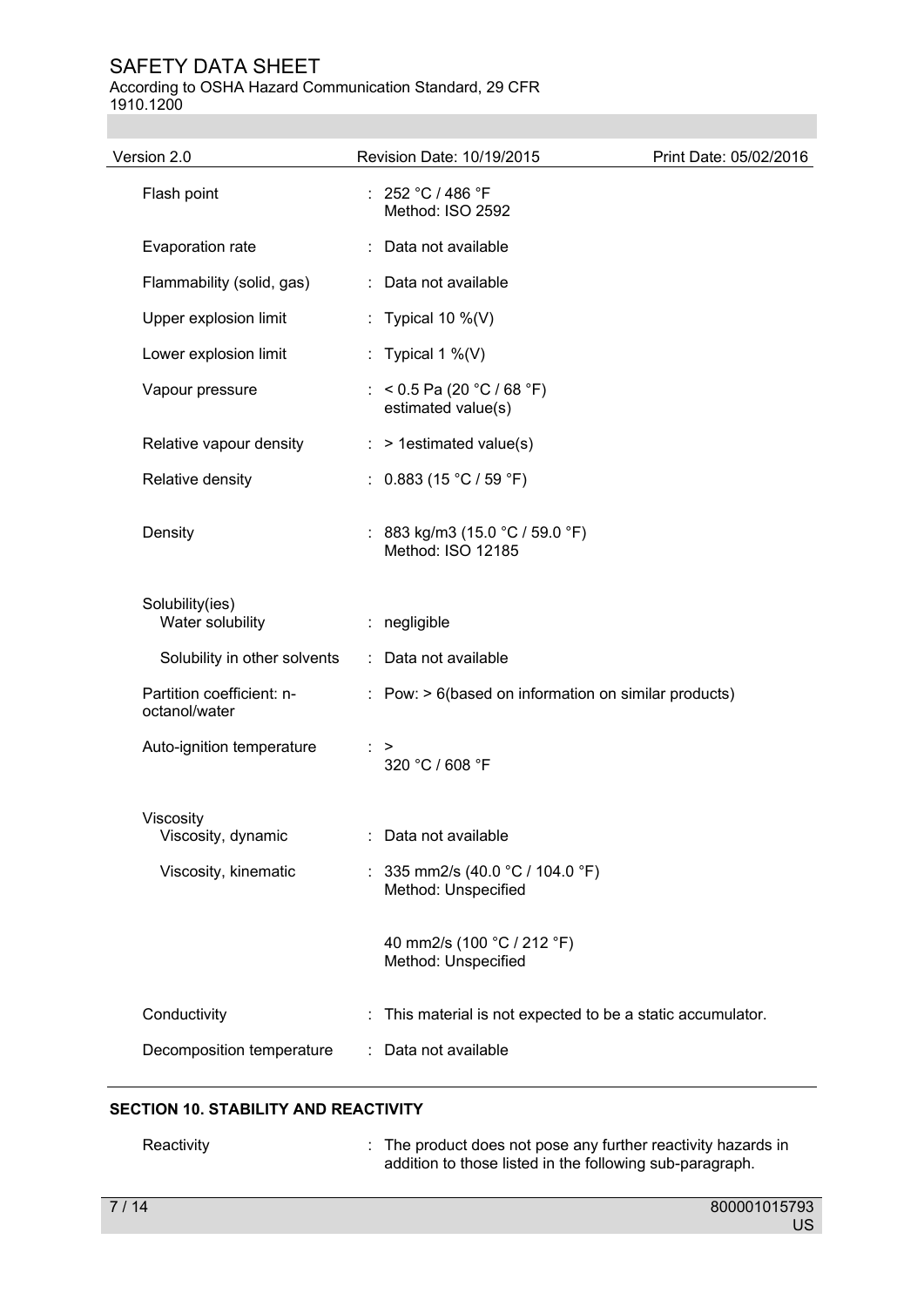| | | |
|---|---|---|
| Flash point | : | 252 °C / 486 °F<br>Method: ISO 2592 |
| Evaporation rate | : | Data not available |
| Flammability (solid, gas) | : | Data not available |
| Upper explosion limit | : | Typical 10 %(V) |
| Lower explosion limit | : | Typical 1 %(V) |
| Vapour pressure | : | < 0.5 Pa (20 °C / 68 °F)<br>estimated value(s) |
| Relative vapour density | : | > 1estimated value(s) |
| Relative density | : | 0.883 (15 °C / 59 °F) |
| Density | : | 883 kg/m3 (15.0 °C / 59.0 °F)<br>Method: ISO 12185 |
| Solubility(ies)<br>Water solubility | : | negligible |
| Solubility in other solvents | : | Data not available |
| Partition coefficient: n-octanol/water | : | Pow: > 6(based on information on similar products) |
| Auto-ignition temperature | : | ><br>320 °C / 608 °F |
| Viscosity<br>Viscosity, dynamic | : | Data not available |
| Viscosity, kinematic | : | 335 mm2/s (40.0 °C / 104.0 °F)<br>Method: Unspecified<br><br>40 mm2/s (100 °C / 212 °F)<br>Method: Unspecified |
| Conductivity | : | This material is not expected to be a static accumulator. |
| Decomposition temperature | : | Data not available |

## SECTION 10. STABILITY AND REACTIVITY

| | | |
|---|---|---|
| Reactivity | : | The product does not pose any further reactivity hazards in addition to those listed in the following sub-paragraph. |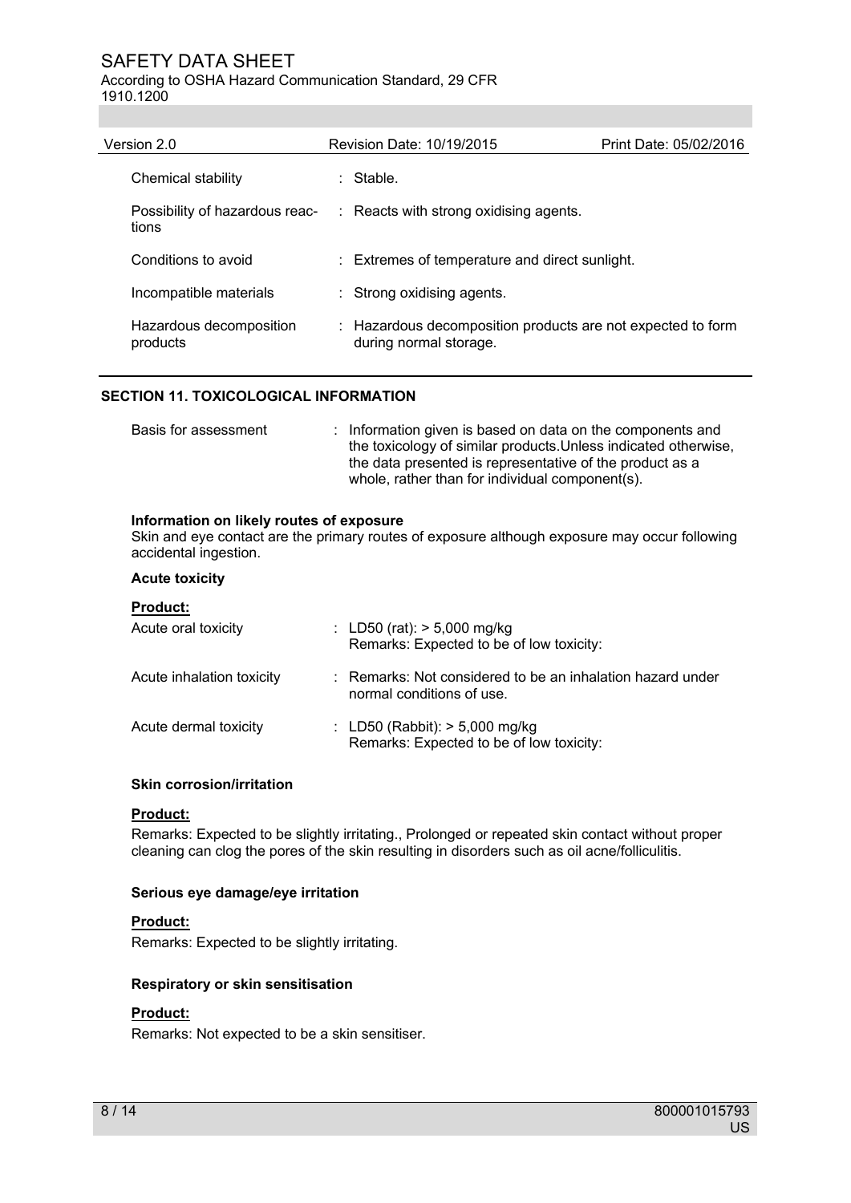| | | |
|---|---|---|
| Chemical stability | : | Stable. |
| Possibility of hazardous reactions | : | Reacts with strong oxidising agents. |
| Conditions to avoid | : | Extremes of temperature and direct sunlight. |
| Incompatible materials | : | Strong oxidising agents. |
| Hazardous decomposition products | : | Hazardous decomposition products are not expected to form during normal storage. |

## SECTION 11. TOXICOLOGICAL INFORMATION

| | | |
|---|---|---|
| Basis for assessment | : | Information given is based on data on the components and the toxicology of similar products.Unless indicated otherwise, the data presented is representative of the product as a whole, rather than for individual component(s). |

**Information on likely routes of exposure**

Skin and eye contact are the primary routes of exposure although exposure may occur following accidental ingestion.

**Acute toxicity**

**Product:**

| | | |
|---|---|---|
| Acute oral toxicity | : | LD50 (rat): > 5,000 mg/kg<br>Remarks: Expected to be of low toxicity: |
| Acute inhalation toxicity | : | Remarks: Not considered to be an inhalation hazard under normal conditions of use. |
| Acute dermal toxicity | : | LD50 (Rabbit): > 5,000 mg/kg<br>Remarks: Expected to be of low toxicity: |

**Skin corrosion/irritation**

**Product:**

Remarks: Expected to be slightly irritating., Prolonged or repeated skin contact without proper cleaning can clog the pores of the skin resulting in disorders such as oil acne/folliculitis.

**Serious eye damage/eye irritation**

**Product:**

Remarks: Expected to be slightly irritating.

**Respiratory or skin sensitisation**

**Product:**

Remarks: Not expected to be a skin sensitiser.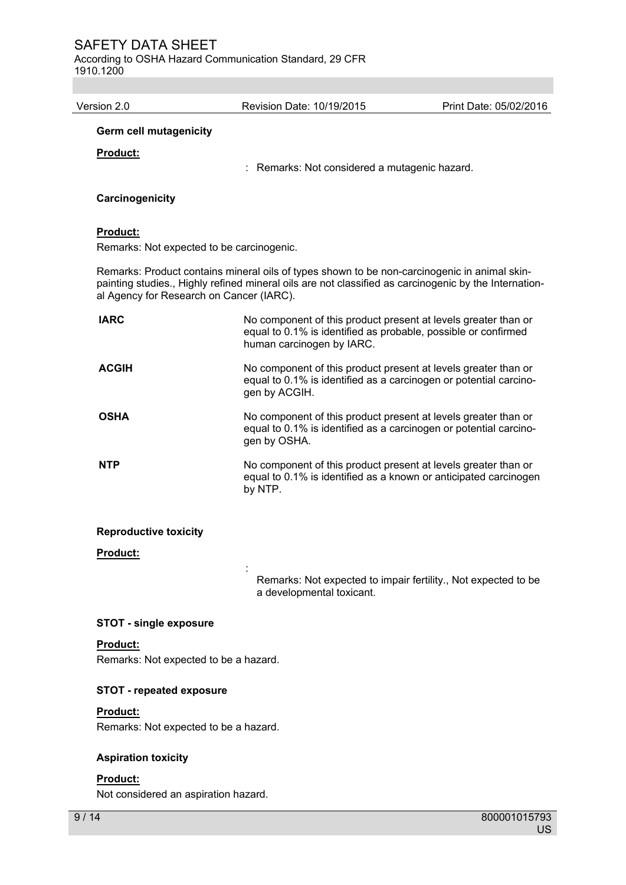**Germ cell mutagenicity**

**Product:**

: Remarks: Not considered a mutagenic hazard.

**Carcinogenicity**

**Product:**

Remarks: Not expected to be carcinogenic.

Remarks: Product contains mineral oils of types shown to be non-carcinogenic in animal skin-painting studies., Highly refined mineral oils are not classified as carcinogenic by the International Agency for Research on Cancer (IARC).

| | |
|---|---|
| **IARC** | No component of this product present at levels greater than or equal to 0.1% is identified as probable, possible or confirmed human carcinogen by IARC. |
| **ACGIH** | No component of this product present at levels greater than or equal to 0.1% is identified as a carcinogen or potential carcinogen by ACGIH. |
| **OSHA** | No component of this product present at levels greater than or equal to 0.1% is identified as a carcinogen or potential carcinogen by OSHA. |
| **NTP** | No component of this product present at levels greater than or equal to 0.1% is identified as a known or anticipated carcinogen by NTP. |

**Reproductive toxicity**

**Product:**

: Remarks: Not expected to impair fertility., Not expected to be a developmental toxicant.

**STOT - single exposure**

**Product:**

Remarks: Not expected to be a hazard.

**STOT - repeated exposure**

**Product:**

Remarks: Not expected to be a hazard.

**Aspiration toxicity**

**Product:**

Not considered an aspiration hazard.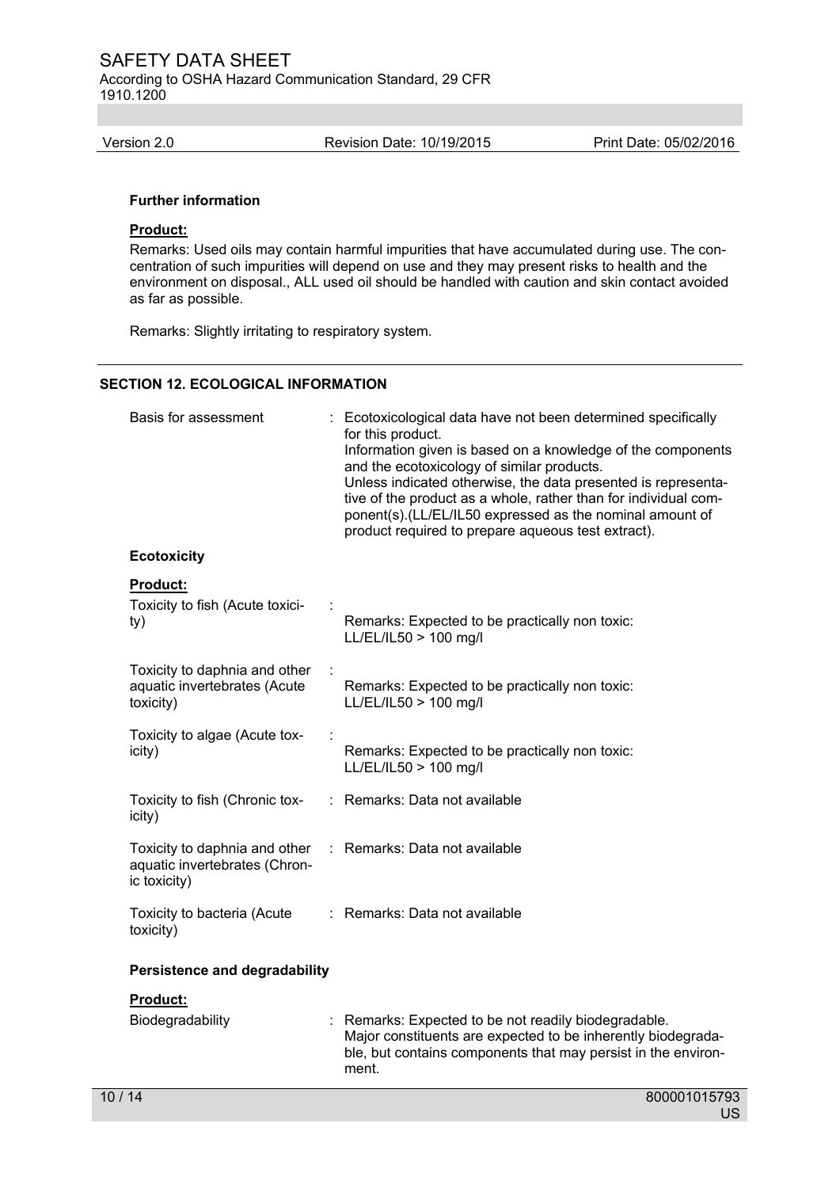**Further information**

**Product:**

Remarks: Used oils may contain harmful impurities that have accumulated during use. The concentration of such impurities will depend on use and they may present risks to health and the environment on disposal., ALL used oil should be handled with caution and skin contact avoided as far as possible.

Remarks: Slightly irritating to respiratory system.

## SECTION 12. ECOLOGICAL INFORMATION

| | |
|---|---|
| Basis for assessment | : Ecotoxicological data have not been determined specifically for this product. Information given is based on a knowledge of the components and the ecotoxicology of similar products. Unless indicated otherwise, the data presented is representative of the product as a whole, rather than for individual component(s).(LL/EL/IL50 expressed as the nominal amount of product required to prepare aqueous test extract). |

**Ecotoxicity**

**Product:**

| | |
|---|---|
| Toxicity to fish (Acute toxicity) | : Remarks: Expected to be practically non toxic: LL/EL/IL50 > 100 mg/l |
| Toxicity to daphnia and other aquatic invertebrates (Acute toxicity) | : Remarks: Expected to be practically non toxic: LL/EL/IL50 > 100 mg/l |
| Toxicity to algae (Acute toxicity) | : Remarks: Expected to be practically non toxic: LL/EL/IL50 > 100 mg/l |
| Toxicity to fish (Chronic toxicity) | : Remarks: Data not available |
| Toxicity to daphnia and other aquatic invertebrates (Chronic toxicity) | : Remarks: Data not available |
| Toxicity to bacteria (Acute toxicity) | : Remarks: Data not available |

**Persistence and degradability**

**Product:**

| | |
|---|---|
| Biodegradability | : Remarks: Expected to be not readily biodegradable. Major constituents are expected to be inherently biodegradable, but contains components that may persist in the environment. |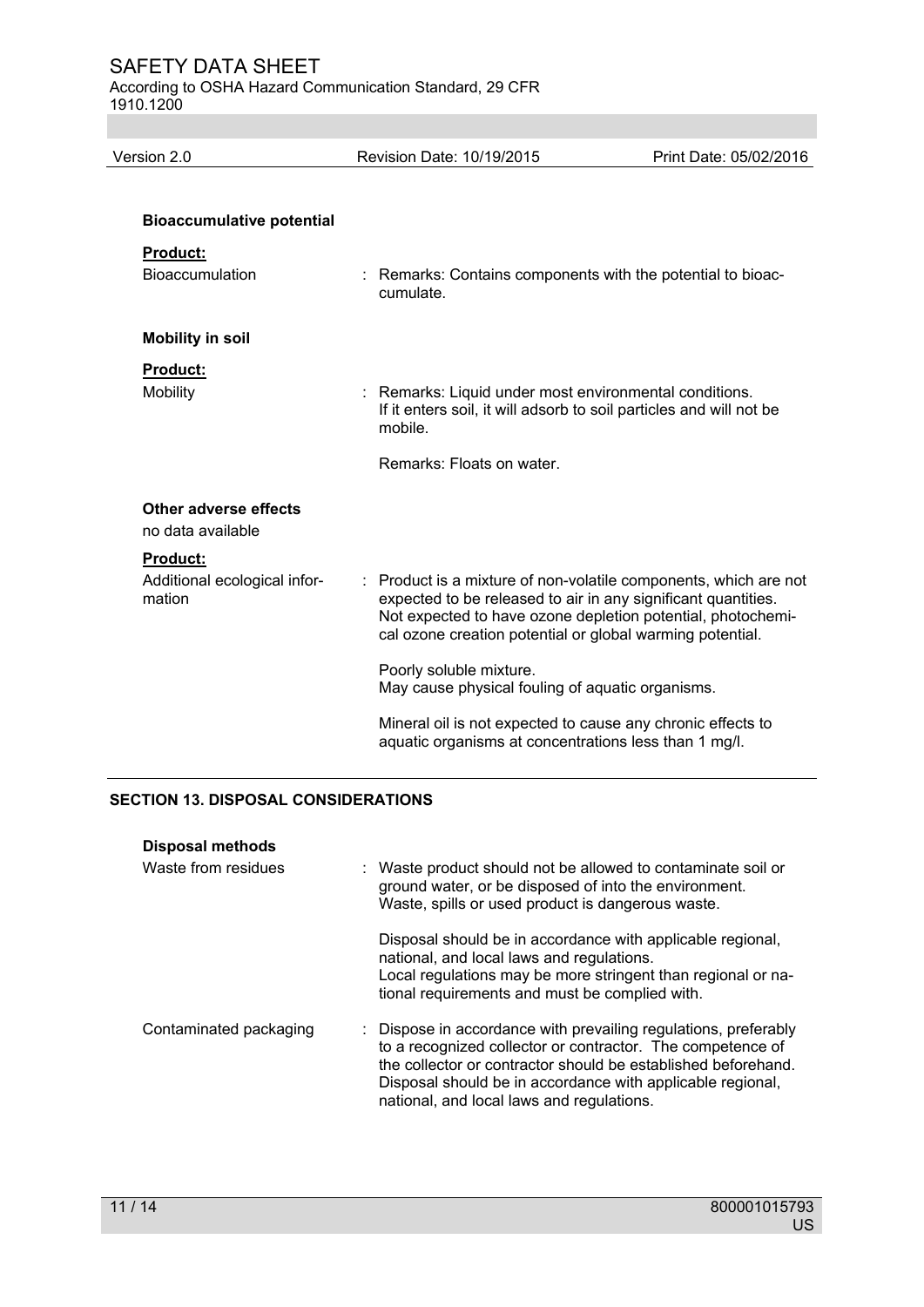**Bioaccumulative potential**

**Product:**

Bioaccumulation : Remarks: Contains components with the potential to bioaccumulate.

**Mobility in soil**

**Product:**

Mobility : Remarks: Liquid under most environmental conditions. If it enters soil, it will adsorb to soil particles and will not be mobile.

Remarks: Floats on water.

**Other adverse effects**

no data available

**Product:**

Additional ecological information : Product is a mixture of non-volatile components, which are not expected to be released to air in any significant quantities. Not expected to have ozone depletion potential, photochemical ozone creation potential or global warming potential.

Poorly soluble mixture.
May cause physical fouling of aquatic organisms.

Mineral oil is not expected to cause any chronic effects to aquatic organisms at concentrations less than 1 mg/l.

## SECTION 13. DISPOSAL CONSIDERATIONS

**Disposal methods**

Waste from residues : Waste product should not be allowed to contaminate soil or ground water, or be disposed of into the environment. Waste, spills or used product is dangerous waste.

Disposal should be in accordance with applicable regional, national, and local laws and regulations.
Local regulations may be more stringent than regional or national requirements and must be complied with.

Contaminated packaging : Dispose in accordance with prevailing regulations, preferably to a recognized collector or contractor. The competence of the collector or contractor should be established beforehand. Disposal should be in accordance with applicable regional, national, and local laws and regulations.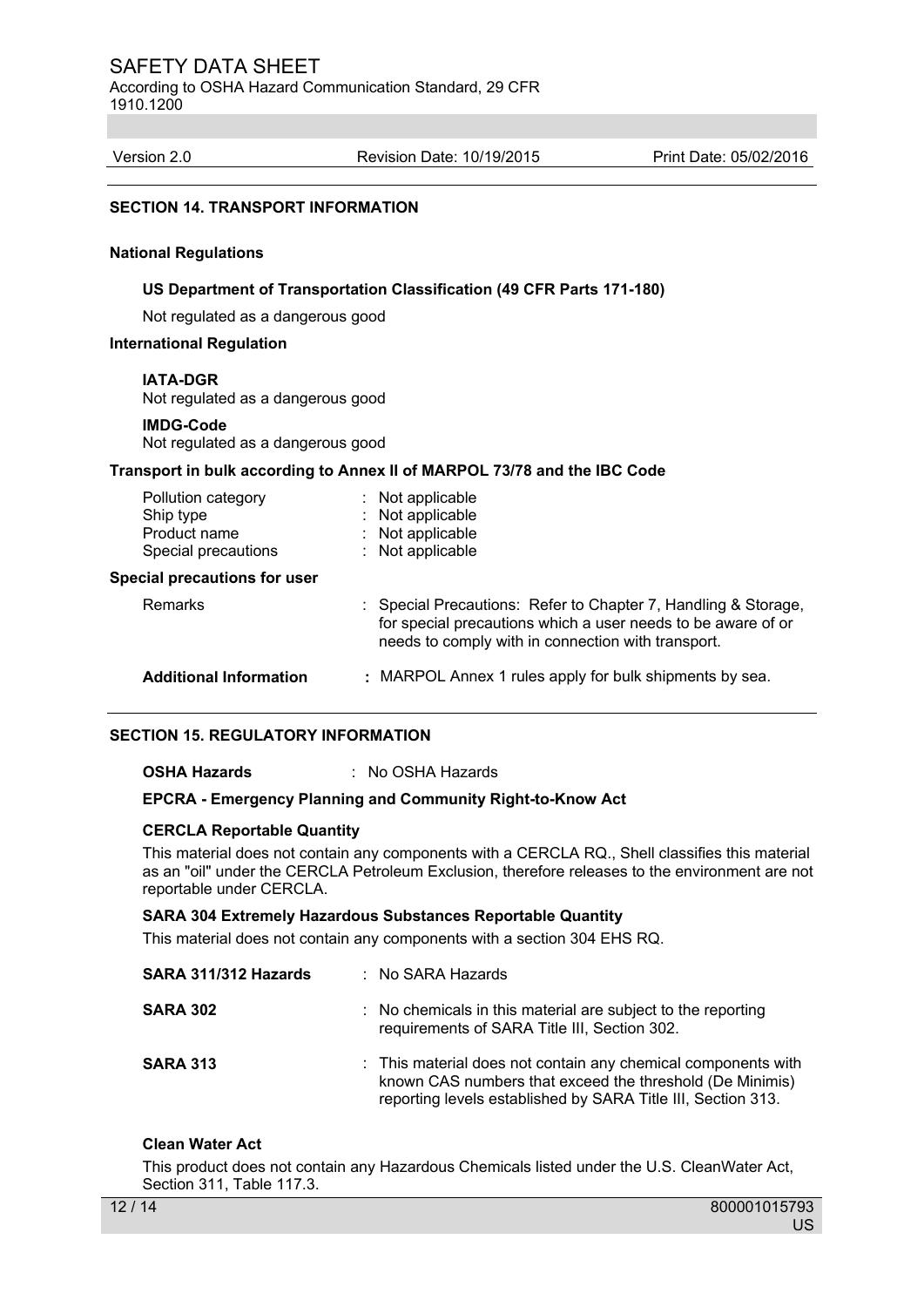## SECTION 14. TRANSPORT INFORMATION

### National Regulations

**US Department of Transportation Classification (49 CFR Parts 171-180)**

Not regulated as a dangerous good

### International Regulation

**IATA-DGR**
Not regulated as a dangerous good

**IMDG-Code**
Not regulated as a dangerous good

**Transport in bulk according to Annex II of MARPOL 73/78 and the IBC Code**

| | |
|---|---|
| Pollution category | : Not applicable |
| Ship type | : Not applicable |
| Product name | : Not applicable |
| Special precautions | : Not applicable |

**Special precautions for user**

| | |
|---|---|
| Remarks | : Special Precautions: Refer to Chapter 7, Handling & Storage, for special precautions which a user needs to be aware of or needs to comply with in connection with transport. |
| **Additional Information** | **:** MARPOL Annex 1 rules apply for bulk shipments by sea. |

## SECTION 15. REGULATORY INFORMATION

**OSHA Hazards** : No OSHA Hazards

**EPCRA - Emergency Planning and Community Right-to-Know Act**

**CERCLA Reportable Quantity**

This material does not contain any components with a CERCLA RQ., Shell classifies this material as an "oil" under the CERCLA Petroleum Exclusion, therefore releases to the environment are not reportable under CERCLA.

**SARA 304 Extremely Hazardous Substances Reportable Quantity**

This material does not contain any components with a section 304 EHS RQ.

| | |
|---|---|
| **SARA 311/312 Hazards** | : No SARA Hazards |
| **SARA 302** | : No chemicals in this material are subject to the reporting requirements of SARA Title III, Section 302. |
| **SARA 313** | : This material does not contain any chemical components with known CAS numbers that exceed the threshold (De Minimis) reporting levels established by SARA Title III, Section 313. |

**Clean Water Act**

This product does not contain any Hazardous Chemicals listed under the U.S. CleanWater Act, Section 311, Table 117.3.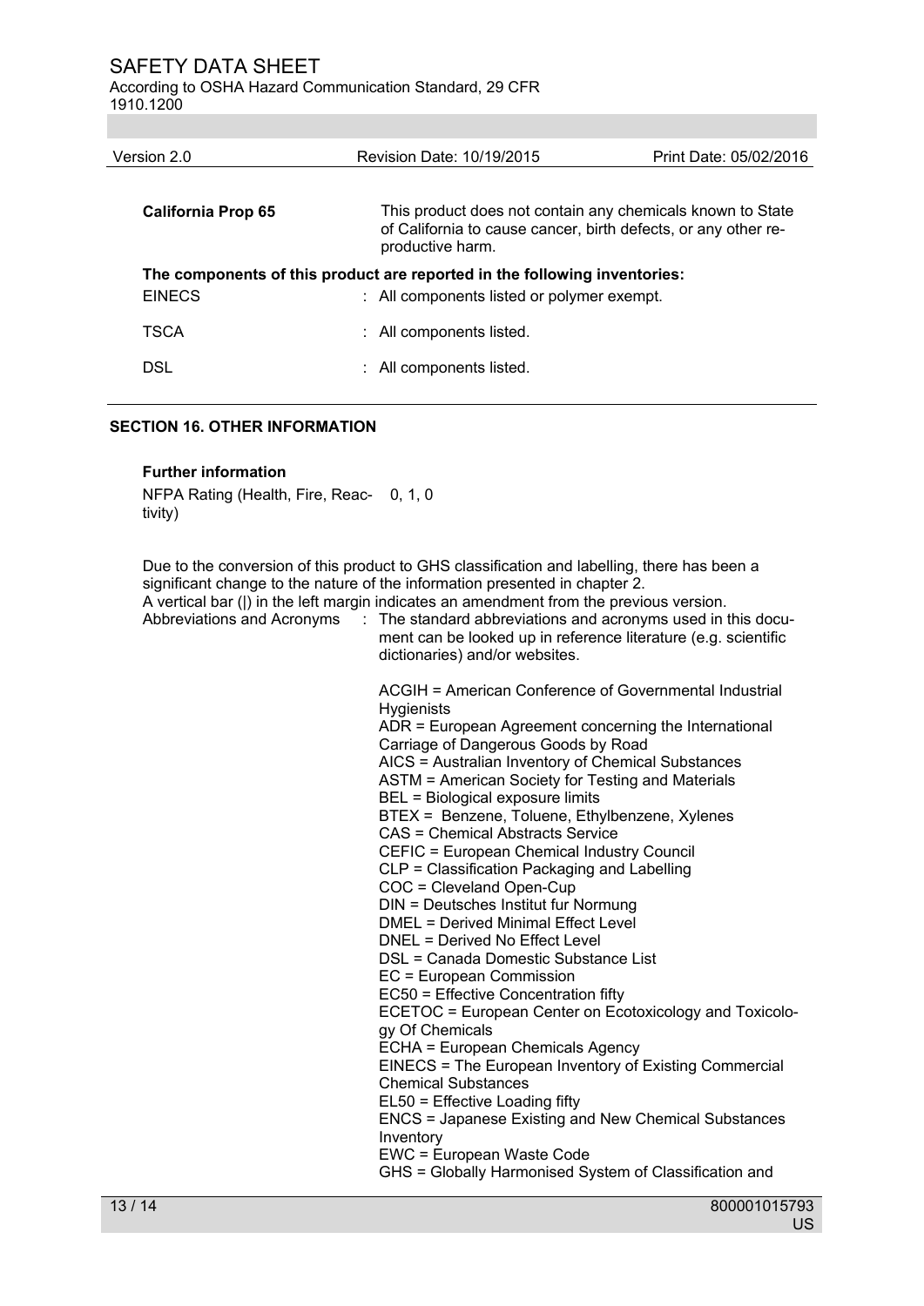| California Prop 65 | This product does not contain any chemicals known to State of California to cause cancer, birth defects, or any other reproductive harm. |
|---|---|

**The components of this product are reported in the following inventories:**

| | |
|---|---|
| EINECS | : All components listed or polymer exempt. |
| TSCA | : All components listed. |
| DSL | : All components listed. |

## SECTION 16. OTHER INFORMATION

**Further information**

NFPA Rating (Health, Fire, Reactivity) 0, 1, 0

Due to the conversion of this product to GHS classification and labelling, there has been a significant change to the nature of the information presented in chapter 2.
A vertical bar (|) in the left margin indicates an amendment from the previous version.

Abbreviations and Acronyms : The standard abbreviations and acronyms used in this document can be looked up in reference literature (e.g. scientific dictionaries) and/or websites.

ACGIH = American Conference of Governmental Industrial Hygienists
ADR = European Agreement concerning the International Carriage of Dangerous Goods by Road
AICS = Australian Inventory of Chemical Substances
ASTM = American Society for Testing and Materials
BEL = Biological exposure limits
BTEX = Benzene, Toluene, Ethylbenzene, Xylenes
CAS = Chemical Abstracts Service
CEFIC = European Chemical Industry Council
CLP = Classification Packaging and Labelling
COC = Cleveland Open-Cup
DIN = Deutsches Institut fur Normung
DMEL = Derived Minimal Effect Level
DNEL = Derived No Effect Level
DSL = Canada Domestic Substance List
EC = European Commission
EC50 = Effective Concentration fifty
ECETOC = European Center on Ecotoxicology and Toxicology Of Chemicals
ECHA = European Chemicals Agency
EINECS = The European Inventory of Existing Commercial Chemical Substances
EL50 = Effective Loading fifty
ENCS = Japanese Existing and New Chemical Substances Inventory
EWC = European Waste Code
GHS = Globally Harmonised System of Classification and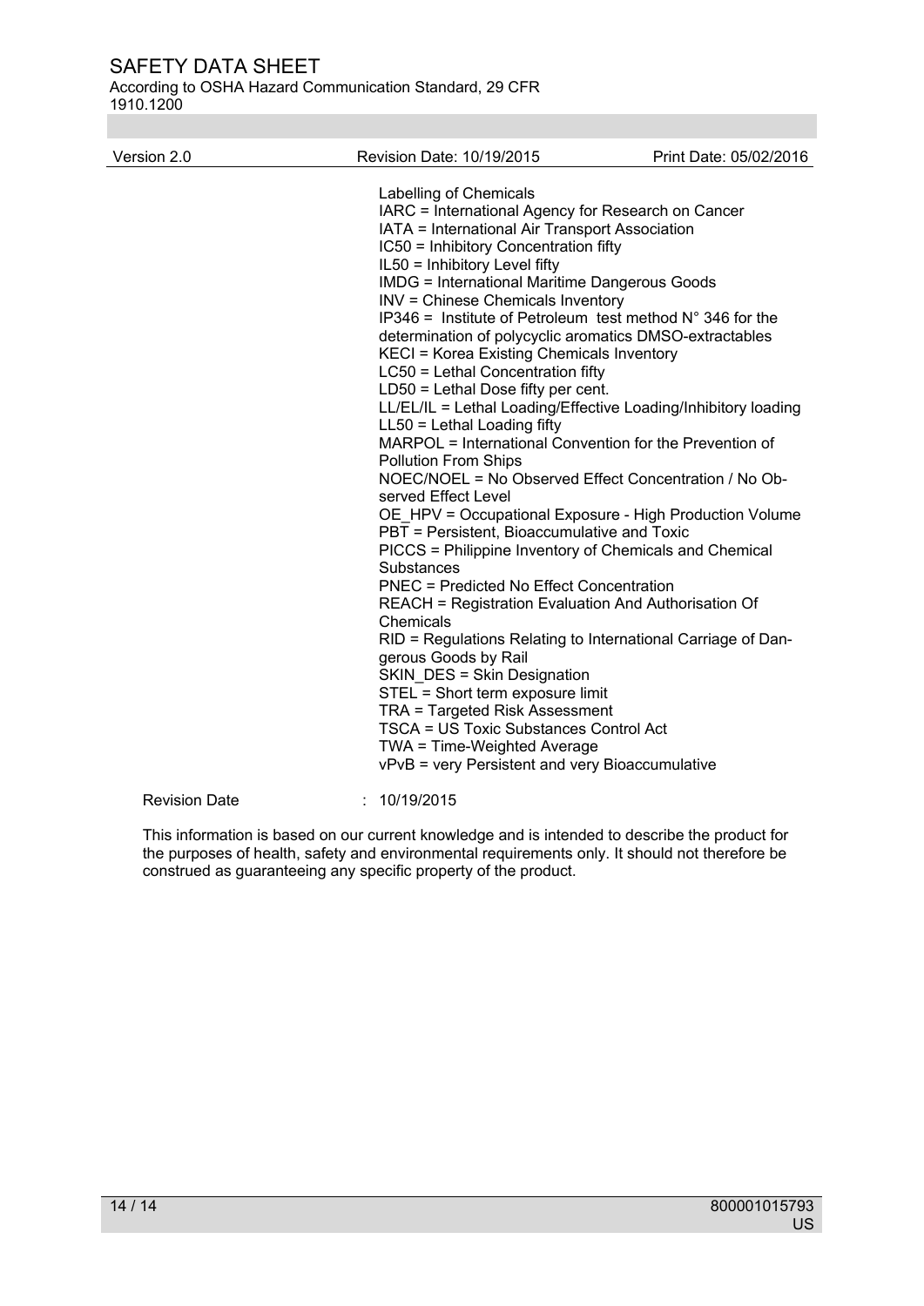Labelling of Chemicals
IARC = International Agency for Research on Cancer
IATA = International Air Transport Association
IC50 = Inhibitory Concentration fifty
IL50 = Inhibitory Level fifty
IMDG = International Maritime Dangerous Goods
INV = Chinese Chemicals Inventory
IP346 = Institute of Petroleum test method N° 346 for the determination of polycyclic aromatics DMSO-extractables
KECI = Korea Existing Chemicals Inventory
LC50 = Lethal Concentration fifty
LD50 = Lethal Dose fifty per cent.
LL/EL/IL = Lethal Loading/Effective Loading/Inhibitory loading
LL50 = Lethal Loading fifty
MARPOL = International Convention for the Prevention of Pollution From Ships
NOEC/NOEL = No Observed Effect Concentration / No Observed Effect Level
OE_HPV = Occupational Exposure - High Production Volume
PBT = Persistent, Bioaccumulative and Toxic
PICCS = Philippine Inventory of Chemicals and Chemical Substances
PNEC = Predicted No Effect Concentration
REACH = Registration Evaluation And Authorisation Of Chemicals
RID = Regulations Relating to International Carriage of Dangerous Goods by Rail
SKIN_DES = Skin Designation
STEL = Short term exposure limit
TRA = Targeted Risk Assessment
TSCA = US Toxic Substances Control Act
TWA = Time-Weighted Average
vPvB = very Persistent and very Bioaccumulative

Revision Date : 10/19/2015

This information is based on our current knowledge and is intended to describe the product for the purposes of health, safety and environmental requirements only. It should not therefore be construed as guaranteeing any specific property of the product.